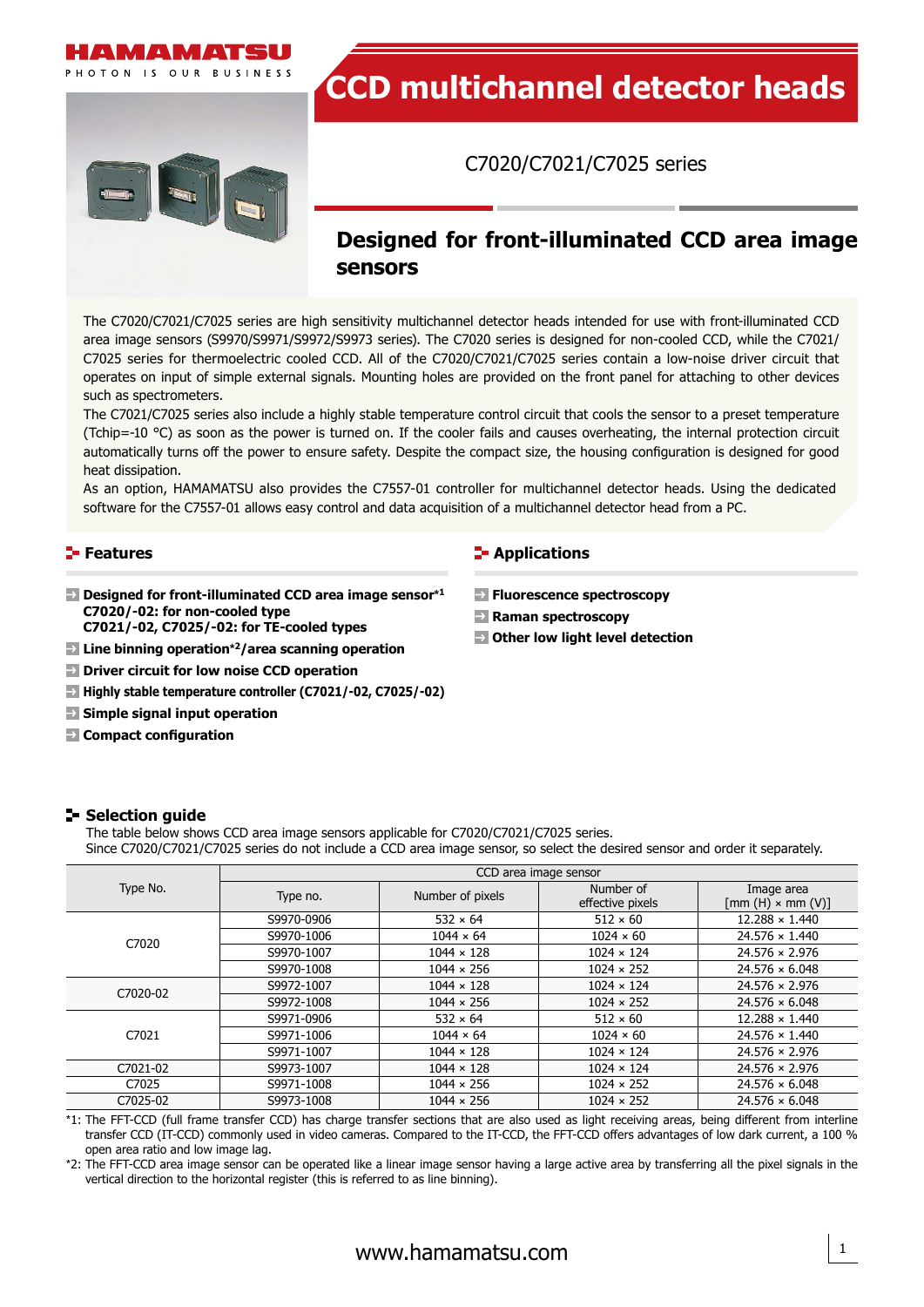# CCD multichannel detector heads

C7020/C7021/C7025 series

## Designed for front-illuminated CCD area image sensors

The C7020/C7021/C7025 series are high sensitivity multichannel detector heads intended for use with front-illuminated CCD area image sensors (S9970/S9971/S9972/S9973 series). The C7020 series is designed for non-cooled CCD, while the C7021/C7025 series for thermoelectric cooled CCD. All of the C7020/C7021/C7025 series contain a low-noise driver circuit that operates on input of simple external signals. Mounting holes are provided on the front panel for attaching to other devices such as spectrometers.

The C7021/C7025 series also include a highly stable temperature control circuit that cools the sensor to a preset temperature (Tchip=-10 °C) as soon as the power is turned on. If the cooler fails and causes overheating, the internal protection circuit automatically turns off the power to ensure safety. Despite the compact size, the housing configuration is designed for good heat dissipation.

As an option, HAMAMATSU also provides the C7557-01 controller for multichannel detector heads. Using the dedicated software for the C7557-01 allows easy control and data acquisition of a multichannel detector head from a PC.

## Features

- **Designed for front-illuminated CCD area image sensor[*1]**
  **C7020/-02: for non-cooled type**
  **C7021/-02, C7025/-02: for TE-cooled types**
- **Line binning operation[*2]/area scanning operation**
- **Driver circuit for low noise CCD operation**
- **Highly stable temperature controller (C7021/-02, C7025/-02)**
- **Simple signal input operation**
- **Compact configuration**

## Applications

- **Fluorescence spectroscopy**
- **Raman spectroscopy**
- **Other low light level detection**

## Selection guide

The table below shows CCD area image sensors applicable for C7020/C7021/C7025 series.
Since C7020/C7021/C7025 series do not include a CCD area image sensor, so select the desired sensor and order it separately.

| Type No. | CCD area image sensor | | | |
|---|---|---|---|---|
| | Type no. | Number of pixels | Number of effective pixels | Image area [mm (H) × mm (V)] |
| C7020 | S9970-0906 | 532 × 64 | 512 × 60 | 12.288 × 1.440 |
| | S9970-1006 | 1044 × 64 | 1024 × 60 | 24.576 × 1.440 |
| | S9970-1007 | 1044 × 128 | 1024 × 124 | 24.576 × 2.976 |
| | S9970-1008 | 1044 × 256 | 1024 × 252 | 24.576 × 6.048 |
| C7020-02 | S9972-1007 | 1044 × 128 | 1024 × 124 | 24.576 × 2.976 |
| | S9972-1008 | 1044 × 256 | 1024 × 252 | 24.576 × 6.048 |
| C7021 | S9971-0906 | 532 × 64 | 512 × 60 | 12.288 × 1.440 |
| | S9971-1006 | 1044 × 64 | 1024 × 60 | 24.576 × 1.440 |
| | S9971-1007 | 1044 × 128 | 1024 × 124 | 24.576 × 2.976 |
| C7021-02 | S9973-1007 | 1044 × 128 | 1024 × 124 | 24.576 × 2.976 |
| C7025 | S9971-1008 | 1044 × 256 | 1024 × 252 | 24.576 × 6.048 |
| C7025-02 | S9973-1008 | 1044 × 256 | 1024 × 252 | 24.576 × 6.048 |

*1: The FFT-CCD (full frame transfer CCD) has charge transfer sections that are also used as light receiving areas, being different from interline transfer CCD (IT-CCD) commonly used in video cameras. Compared to the IT-CCD, the FFT-CCD offers advantages of low dark current, a 100 % open area ratio and low image lag.

*2: The FFT-CCD area image sensor can be operated like a linear image sensor having a large active area by transferring all the pixel signals in the vertical direction to the horizontal register (this is referred to as line binning).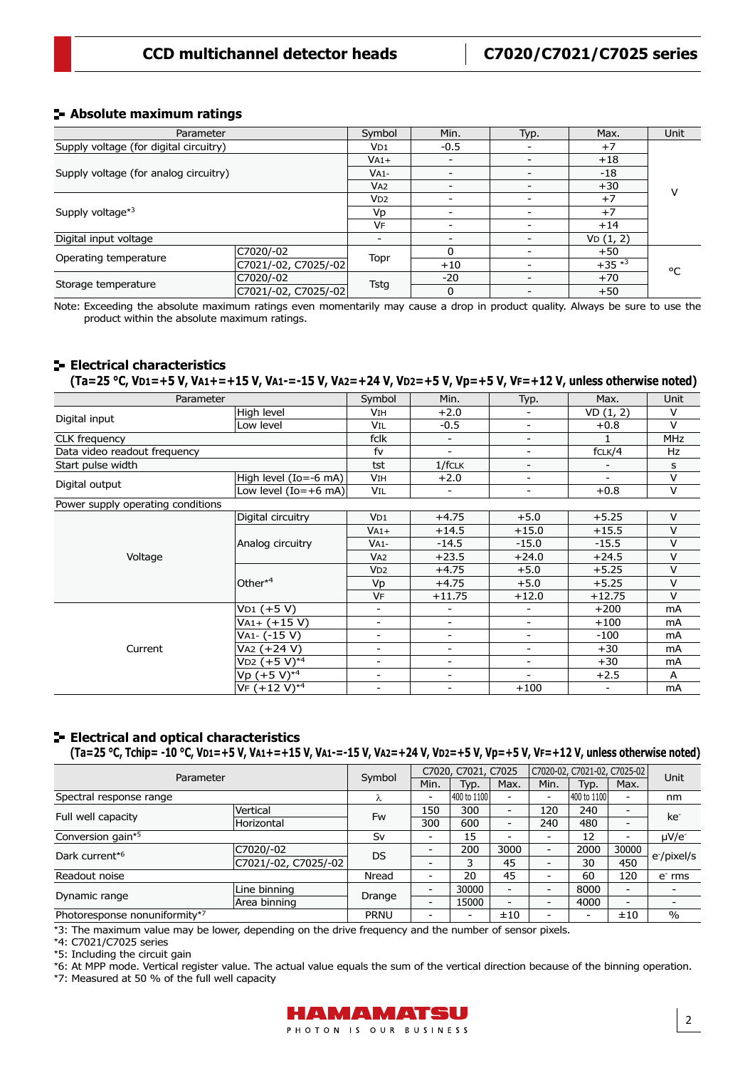## Absolute maximum ratings

| Parameter | | Symbol | Min. | Typ. | Max. | Unit |
|---|---|---|---|---|---|---|
| Supply voltage (for digital circuitry) | | $V_{D1}$ | -0.5 | - | +7 | V |
| Supply voltage (for analog circuitry) | | $V_{A1+}$ | - | - | +18 | V |
| | | $V_{A1-}$ | - | - | -18 | V |
| | | $V_{A2}$ | - | - | +30 | V |
| Supply voltage*3 | | $V_{D2}$ | - | - | +7 | V |
| | | Vp | - | - | +7 | V |
| | | $V_F$ | - | - | +14 | V |
| Digital input voltage | | - | - | - | $V_D$ (1, 2) | V |
| Operating temperature | C7020/-02 | Topr | 0 | - | +50 | °C |
| | C7021/-02, C7025/-02 | | +10 | - | +35 *3 | °C |
| Storage temperature | C7020/-02 | Tstg | -20 | - | +70 | °C |
| | C7021/-02, C7025/-02 | | 0 | - | +50 | °C |

Note: Exceeding the absolute maximum ratings even momentarily may cause a drop in product quality. Always be sure to use the product within the absolute maximum ratings.

## Electrical characteristics

**(Ta=25 °C, $V_{D1}$=+5 V, $V_{A1+}$=+15 V, $V_{A1-}$=-15 V, $V_{A2}$=+24 V, $V_{D2}$=+5 V, Vp=+5 V, $V_F$=+12 V, unless otherwise noted)**

| Parameter | | | Symbol | Min. | Typ. | Max. | Unit |
|---|---|---|---|---|---|---|---|
| Digital input | High level | | $V_{IH}$ | +2.0 | - | VD (1, 2) | V |
| | Low level | | $V_{IL}$ | -0.5 | - | +0.8 | V |
| CLK frequency | | | fclk | - | - | 1 | MHz |
| Data video readout frequency | | | fv | - | - | $f_{CLK}$/4 | Hz |
| Start pulse width | | | tst | 1/$f_{CLK}$ | - | - | s |
| Digital output | High level (Io=-6 mA) | | $V_{IH}$ | +2.0 | - | - | V |
| | Low level (Io=+6 mA) | | $V_{IL}$ | - | - | +0.8 | V |
| Power supply operating conditions | | | | | | | |
| Voltage | Digital circuitry | | $V_{D1}$ | +4.75 | +5.0 | +5.25 | V |
| | Analog circuitry | | $V_{A1+}$ | +14.5 | +15.0 | +15.5 | V |
| | | | $V_{A1-}$ | -14.5 | -15.0 | -15.5 | V |
| | | | $V_{A2}$ | +23.5 | +24.0 | +24.5 | V |
| | Other*4 | | $V_{D2}$ | +4.75 | +5.0 | +5.25 | V |
| | | | Vp | +4.75 | +5.0 | +5.25 | V |
| | | | $V_F$ | +11.75 | +12.0 | +12.75 | V |
| Current | $V_{D1}$ (+5 V) | | - | - | - | +200 | mA |
| | $V_{A1+}$ (+15 V) | | - | - | - | +100 | mA |
| | $V_{A1-}$ (-15 V) | | - | - | - | -100 | mA |
| | $V_{A2}$ (+24 V) | | - | - | - | +30 | mA |
| | $V_{D2}$ (+5 V)*4 | | - | - | - | +30 | mA |
| | Vp (+5 V)*4 | | - | - | - | +2.5 | A |
| | $V_F$ (+12 V)*4 | | - | - | +100 | - | mA |

## Electrical and optical characteristics

**(Ta=25 °C, Tchip= -10 °C, $V_{D1}$=+5 V, $V_{A1+}$=+15 V, $V_{A1-}$=-15 V, $V_{A2}$=+24 V, $V_{D2}$=+5 V, Vp=+5 V, $V_F$=+12 V, unless otherwise noted)**

| Parameter | | Symbol | C7020, C7021, C7025 | | | C7020-02, C7021-02, C7025-02 | | | Unit |
|---|---|---|---|---|---|---|---|---|---|
| | | | Min. | Typ. | Max. | Min. | Typ. | Max. | |
| Spectral response range | | λ | - | 400 to 1100 | - | - | 400 to 1100 | - | nm |
| Full well capacity | Vertical | Fw | 150 | 300 | - | 120 | 240 | - | ke⁻ |
| | Horizontal | | 300 | 600 | - | 240 | 480 | - | ke⁻ |
| Conversion gain*5 | | Sv | - | 15 | - | - | 12 | - | μV/e⁻ |
| Dark current*6 | C7020/-02 | DS | - | 200 | 3000 | - | 2000 | 30000 | e⁻/pixel/s |
| | C7021/-02, C7025/-02 | | - | 3 | 45 | - | 30 | 450 | e⁻/pixel/s |
| Readout noise | | Nread | - | 20 | 45 | - | 60 | 120 | e⁻ rms |
| Dynamic range | Line binning | Drange | - | 30000 | - | - | 8000 | - | - |
| | Area binning | | - | 15000 | - | - | 4000 | - | - |
| Photoresponse nonuniformity*7 | | PRNU | - | - | ±10 | - | - | ±10 | % |

*3: The maximum value may be lower, depending on the drive frequency and the number of sensor pixels.
*4: C7021/C7025 series
*5: Including the circuit gain
*6: At MPP mode. Vertical register value. The actual value equals the sum of the vertical direction because of the binning operation.
*7: Measured at 50 % of the full well capacity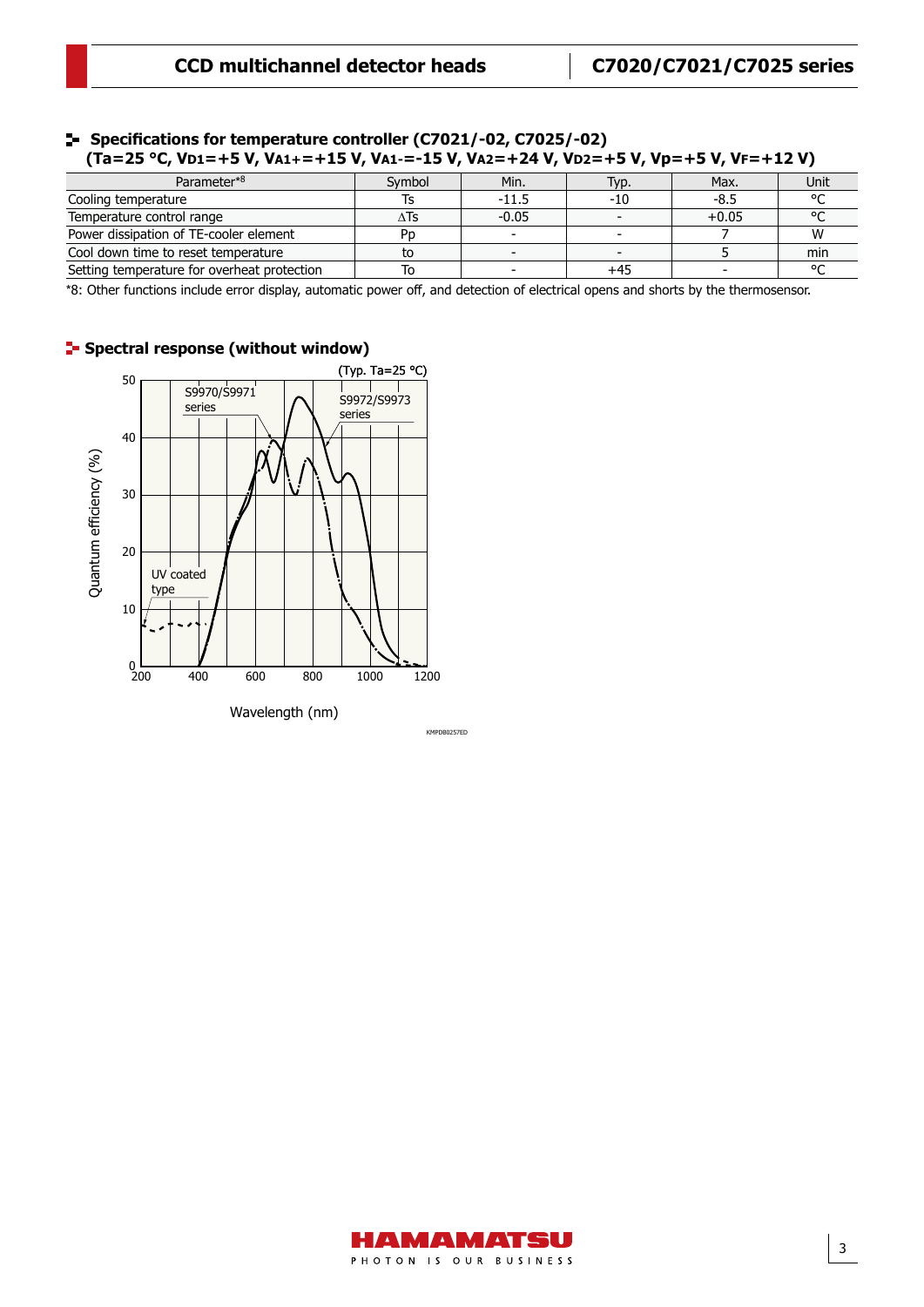## Specifications for temperature controller (C7021/-02, C7025/-02)

**(Ta=25 °C, $V_{D1}$=+5 V, $V_{A1+}$=+15 V, $V_{A1-}$=-15 V, $V_{A2}$=+24 V, $V_{D2}$=+5 V, Vp=+5 V, $V_F$=+12 V)**

| Parameter*8 | Symbol | Min. | Typ. | Max. | Unit |
|---|---|---|---|---|---|
| Cooling temperature | Ts | -11.5 | -10 | -8.5 | °C |
| Temperature control range | ΔTs | -0.05 | - | +0.05 | °C |
| Power dissipation of TE-cooler element | Pp | - | - | 7 | W |
| Cool down time to reset temperature | to | - | - | 5 | min |
| Setting temperature for overheat protection | To | - | +45 | - | °C |

*8: Other functions include error display, automatic power off, and detection of electrical opens and shorts by the thermosensor.

## Spectral response (without window)

(Typ. Ta=25 °C)

S9970/S9971 series

S9972/S9973 series

UV coated type

Quantum efficiency (%)

Wavelength (nm)

KMPDB0257ED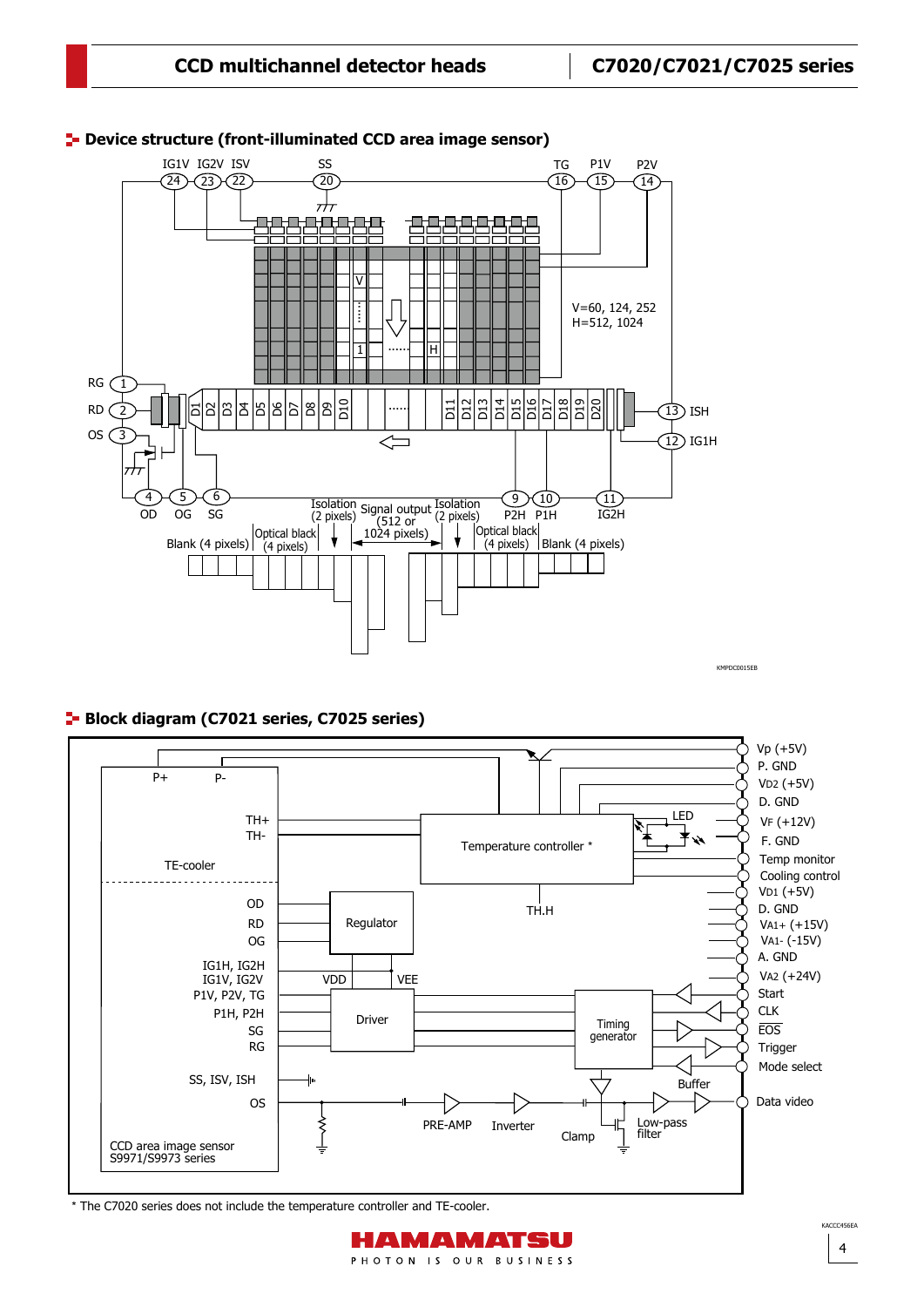## Device structure (front-illuminated CCD area image sensor)

KMPDC0015EB

## Block diagram (C7021 series, C7025 series)

KACCC456EA

\* The C7020 series does not include the temperature controller and TE-cooler.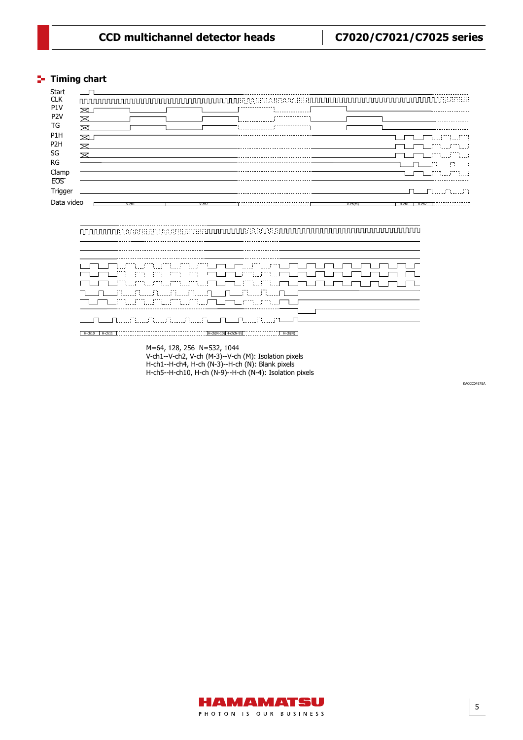## Timing chart

Start

CLK

P1V

P2V

TG

P1H

P2H

SG

RG

Clamp

EOS

Trigger

Data video

V-ch1 V-ch2 V-ch(M) H-ch1 H-ch2

H-ch10 H-ch11 H-ch(N-10) H-ch(N-9) H-ch(N)

M=64, 128, 256 N=532, 1044

V-ch1--V-ch2, V-ch (M-3)--V-ch (M): Isolation pixels

H-ch1--H-ch4, H-ch (N-3)--H-ch (N): Blank pixels

H-ch5--H-ch10, H-ch (N-9)--H-ch (N-4): Isolation pixels

KACCC0457EA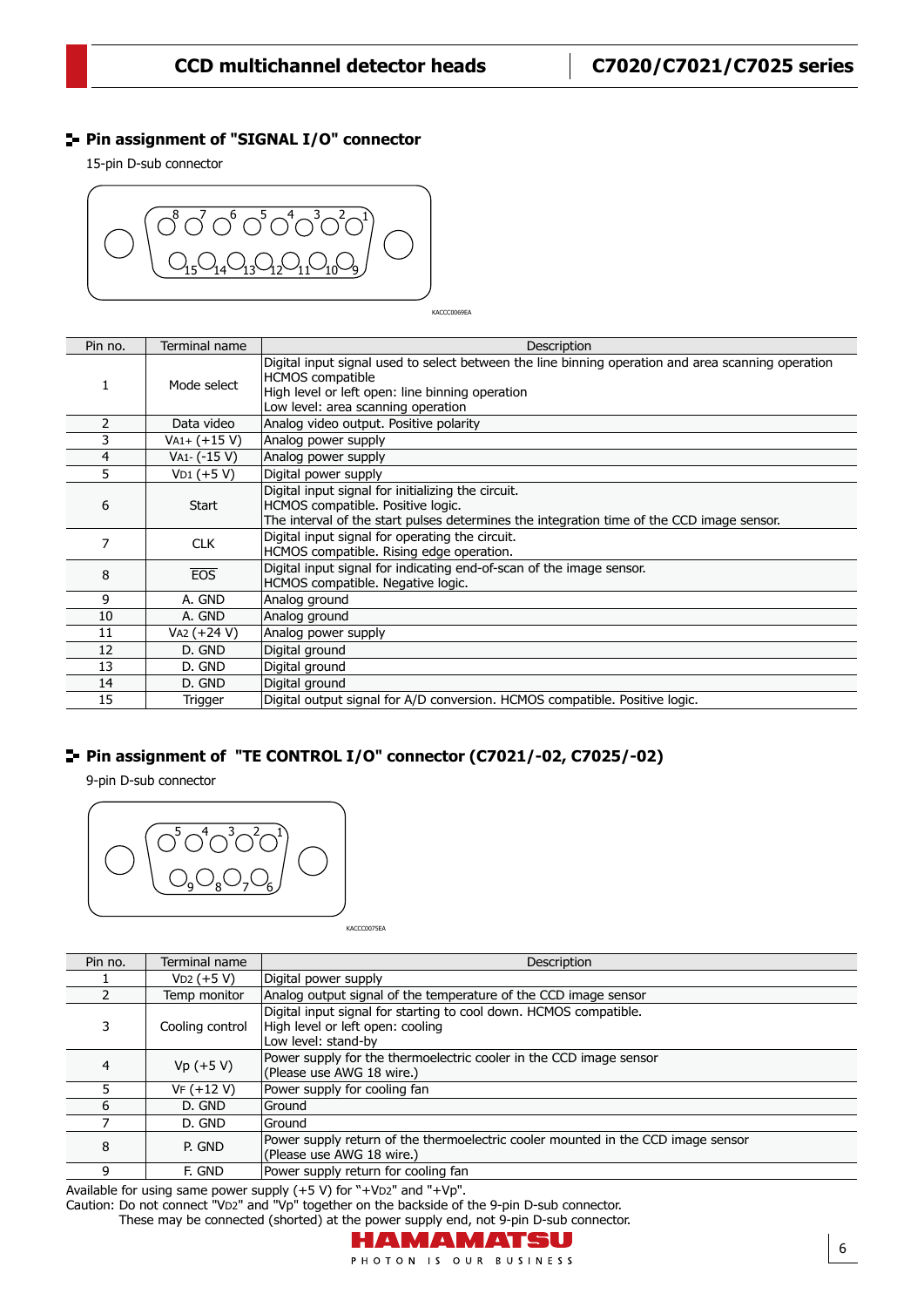## Pin assignment of "SIGNAL I/O" connector

15-pin D-sub connector

KACCC0069EA

| Pin no. | Terminal name | Description |
|---|---|---|
| 1 | Mode select | Digital input signal used to select between the line binning operation and area scanning operation<br>HCMOS compatible<br>High level or left open: line binning operation<br>Low level: area scanning operation |
| 2 | Data video | Analog video output. Positive polarity |
| 3 | $V_{A1+}$ (+15 V) | Analog power supply |
| 4 | $V_{A1-}$ (-15 V) | Analog power supply |
| 5 | $V_{D1}$ (+5 V) | Digital power supply |
| 6 | Start | Digital input signal for initializing the circuit.<br>HCMOS compatible. Positive logic.<br>The interval of the start pulses determines the integration time of the CCD image sensor. |
| 7 | CLK | Digital input signal for operating the circuit.<br>HCMOS compatible. Rising edge operation. |
| 8 | $\overline{\text{EOS}}$ | Digital input signal for indicating end-of-scan of the image sensor.<br>HCMOS compatible. Negative logic. |
| 9 | A. GND | Analog ground |
| 10 | A. GND | Analog ground |
| 11 | $V_{A2}$ (+24 V) | Analog power supply |
| 12 | D. GND | Digital ground |
| 13 | D. GND | Digital ground |
| 14 | D. GND | Digital ground |
| 15 | Trigger | Digital output signal for A/D conversion. HCMOS compatible. Positive logic. |

## Pin assignment of "TE CONTROL I/O" connector (C7021/-02, C7025/-02)

9-pin D-sub connector

KACCC0075EA

| Pin no. | Terminal name | Description |
|---|---|---|
| 1 | $V_{D2}$ (+5 V) | Digital power supply |
| 2 | Temp monitor | Analog output signal of the temperature of the CCD image sensor |
| 3 | Cooling control | Digital input signal for starting to cool down. HCMOS compatible.<br>High level or left open: cooling<br>Low level: stand-by |
| 4 | Vp (+5 V) | Power supply for the thermoelectric cooler in the CCD image sensor<br>(Please use AWG 18 wire.) |
| 5 | $V_F$ (+12 V) | Power supply for cooling fan |
| 6 | D. GND | Ground |
| 7 | D. GND | Ground |
| 8 | P. GND | Power supply return of the thermoelectric cooler mounted in the CCD image sensor<br>(Please use AWG 18 wire.) |
| 9 | F. GND | Power supply return for cooling fan |

Available for using same power supply (+5 V) for "+$V_{D2}$" and "+Vp".
Caution: Do not connect "$V_{D2}$" and "Vp" together on the backside of the 9-pin D-sub connector.
These may be connected (shorted) at the power supply end, not 9-pin D-sub connector.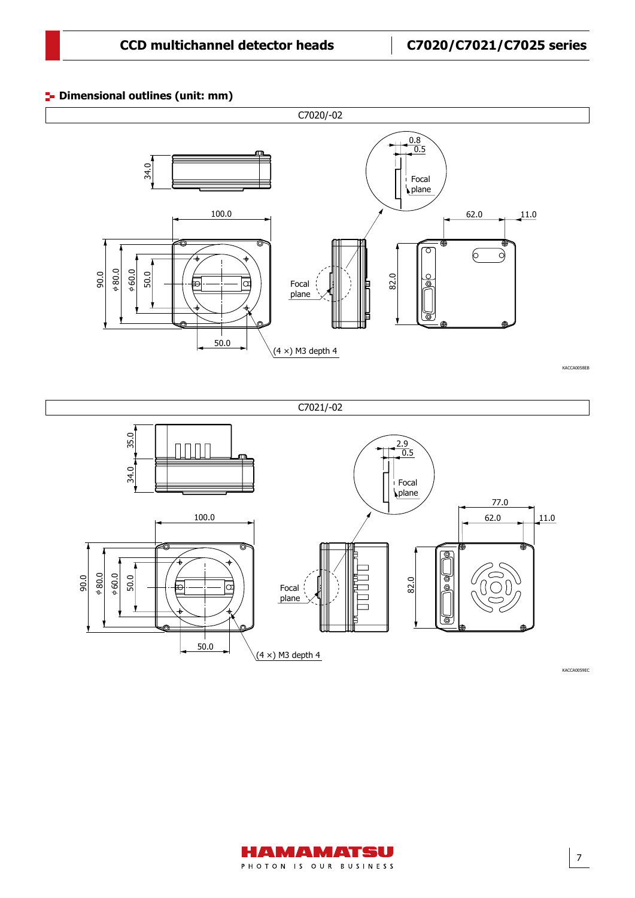## Dimensional outlines (unit: mm)

C7020/-02

34.0

100.0

0.8

0.5

Focal plane

62.0

11.0

90.0

φ80.0

φ60.0

50.0

Focal plane

82.0

50.0

(4 ×) M3 depth 4

KACCA0058EB

C7021/-02

35.0

34.0

2.9

0.5

Focal plane

77.0

100.0

62.0

11.0

90.0

φ80.0

φ60.0

50.0

Focal plane

82.0

50.0

(4 ×) M3 depth 4

KACCA0059EC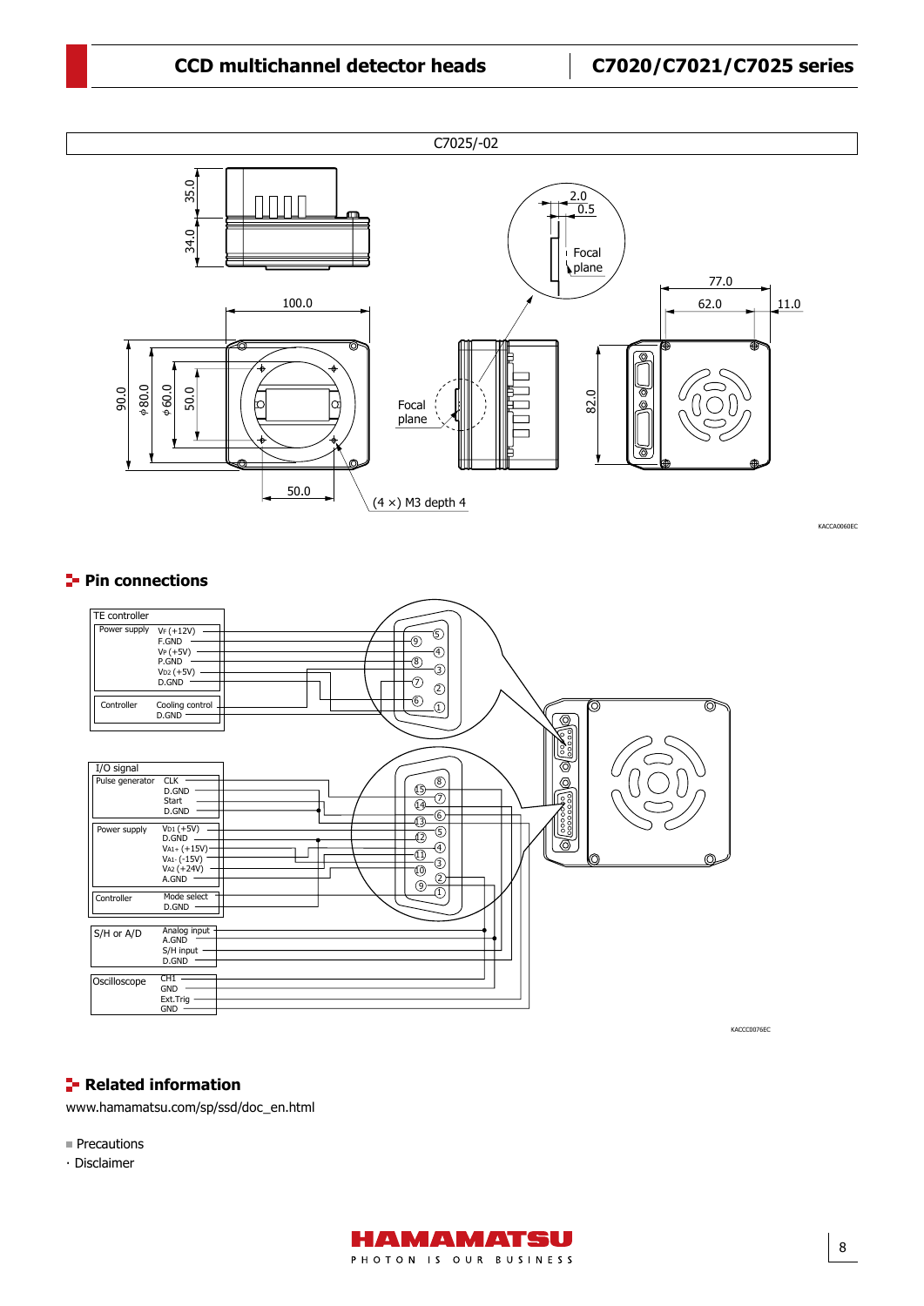C7025/-02

KACCA0060EC

## Pin connections

KACCC0076EC

## Related information

www.hamamatsu.com/sp/ssd/doc_en.html

- Precautions
- · Disclaimer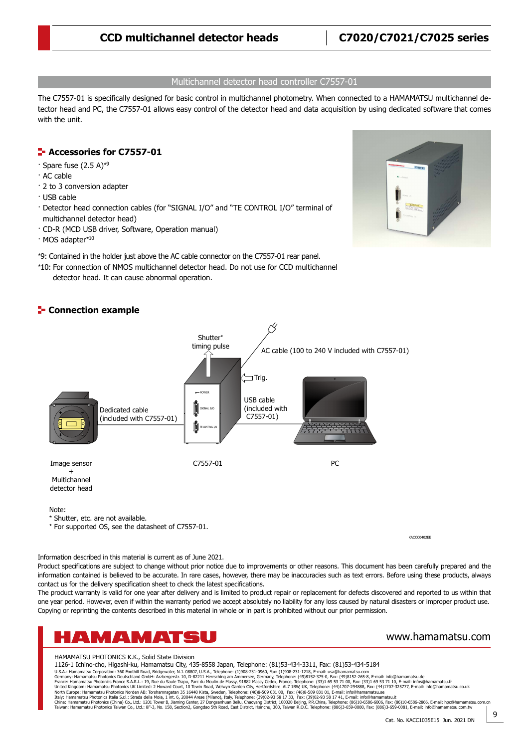## Multichannel detector head controller C7557-01

The C7557-01 is specifically designed for basic control in multichannel photometry. When connected to a HAMAMATSU multichannel detector head and PC, the C7557-01 allows easy control of the detector head and data acquisition by using dedicated software that comes with the unit.

### Accessories for C7557-01

- Spare fuse (2.5 A)*9
- AC cable
- 2 to 3 conversion adapter
- USB cable
- Detector head connection cables (for "SIGNAL I/O" and "TE CONTROL I/O" terminal of multichannel detector head)
- CD-R (MCD USB driver, Software, Operation manual)
- MOS adapter*10

*9: Contained in the holder just above the AC cable connector on the C7557-01 rear panel.

*10: For connection of NMOS multichannel detector head. Do not use for CCD multichannel detector head. It can cause abnormal operation.

### Connection example

Shutter* timing pulse

AC cable (100 to 240 V included with C7557-01)

Trig.

Dedicated cable (included with C7557-01)

USB cable (included with C7557-01)

Image sensor + Multichannel detector head

C7557-01

PC

Note:
* Shutter, etc. are not available.
* For supported OS, see the datasheet of C7557-01.

KACCC0402EE

Information described in this material is current as of June 2021.

Product specifications are subject to change without prior notice due to improvements or other reasons. This document has been carefully prepared and the information contained is believed to be accurate. In rare cases, however, there may be inaccuracies such as text errors. Before using these products, always contact us for the delivery specification sheet to check the latest specifications.

The product warranty is valid for one year after delivery and is limited to product repair or replacement for defects discovered and reported to us within that one year period. However, even if within the warranty period we accept absolutely no liability for any loss caused by natural disasters or improper product use.

Copying or reprinting the contents described in this material in whole or in part is prohibited without our prior permission.

HAMAMATSU

www.hamamatsu.com

HAMAMATSU PHOTONICS K.K., Solid State Division
1126-1 Ichino-cho, Higashi-ku, Hamamatsu City, 435-8558 Japan, Telephone: (81)53-434-3311, Fax: (81)53-434-5184
U.S.A.: Hamamatsu Corporation: 360 Foothill Road, Bridgewater, N.J. 08807, U.S.A., Telephone: (1)908-231-0960, Fax: (1)908-231-1218, E-mail: usa@hamamatsu.com
Germany: Hamamatsu Photonics Deutschland GmbH: Arzbergerstr. 10, D-82211 Herrsching am Ammersee, Germany, Telephone: (49)8152-375-0, Fax: (49)8152-265-8, E-mail: info@hamamatsu.de
France: Hamamatsu Photonics France S.A.R.L.: 19, Rue du Saule Trapu, Parc du Moulin de Massy, 91882 Massy Cedex, France, Telephone: (33)1 69 53 71 00, Fax: (33)1 69 53 71 10, E-mail: infos@hamamatsu.fr
United Kingdom: Hamamatsu Photonics UK Limited: 2 Howard Court, 10 Tewin Road, Welwyn Garden City, Hertfordshire AL7 1BW, UK, Telephone: (44)1707-294888, Fax: (44)1707-325777, E-mail: info@hamamatsu.co.uk
North Europe: Hamamatsu Photonics Norden AB: Torshamnsgatan 35 16440 Kista, Sweden, Telephone: (46)8-509 031 00, Fax: (46)8-509 031 01, E-mail: info@hamamatsu.se
Italy: Hamamatsu Photonics Italia S.r.l.: Strada della Moia, 1 int. 6, 20044 Arese (Milano), Italy, Telephone: (39)02-93 58 17 33, Fax: (39)02-93 58 17 41, E-mail: info@hamamatsu.it
China: Hamamatsu Photonics (China) Co., Ltd.: 1201 Tower B, Jiaming Center, 27 Dongsanhuan Beilu, Chaoyang District, 100020 Beijing, P.R.China, Telephone: (86)10-6586-6006, Fax: (86)10-6586-2866, E-mail: hpc@hamamatsu.com.cn
Taiwan: Hamamatsu Photonics Taiwan Co., Ltd.: 8F-3, No. 158, Section2, Gongdao 5th Road, East District, Hsinchu, 300, Taiwan R.O.C. Telephone: (886)3-659-0080, Fax: (886)3-659-0081, E-mail: info@hamamatsu.com.tw

Cat. No. KACC1035E15 Jun. 2021 DN